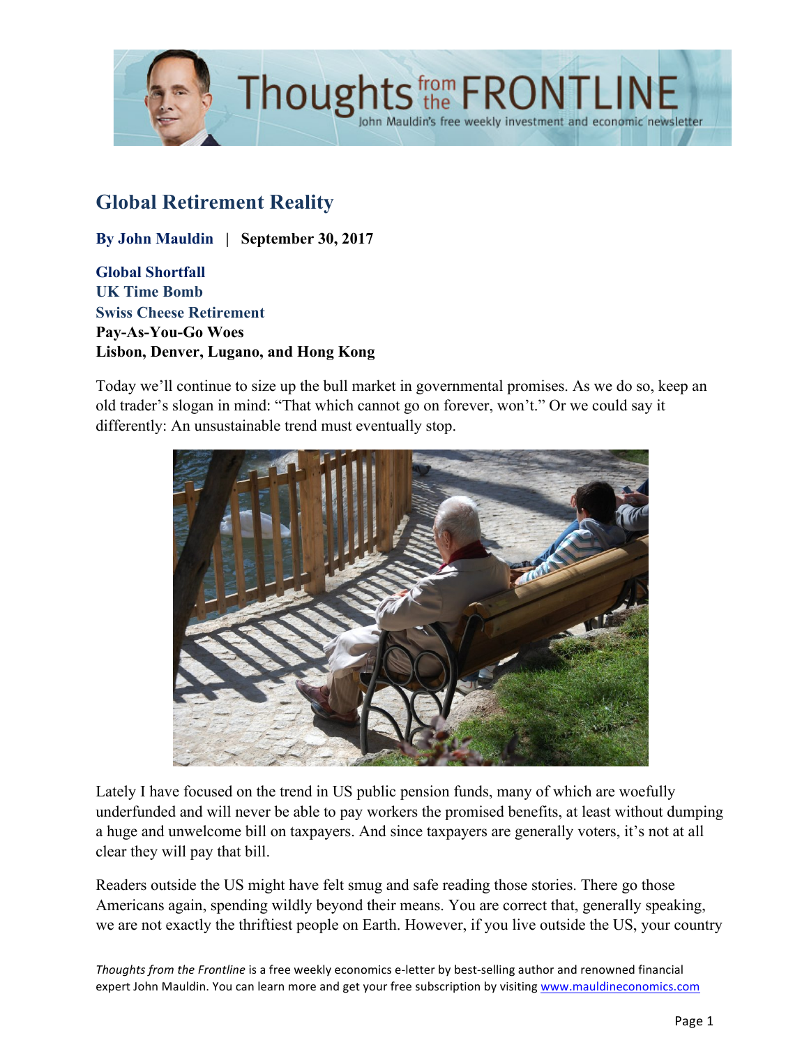# Global Retirement Reality

**By John Mauldin | September 30, 2017**

**Global Shortfall**
**UK Time Bomb**
**Swiss Cheese Retirement**
**Pay-As-You-Go Woes**
**Lisbon, Denver, Lugano, and Hong Kong**

Today we'll continue to size up the bull market in governmental promises. As we do so, keep an old trader's slogan in mind: "That which cannot go on forever, won't." Or we could say it differently: An unsustainable trend must eventually stop.

Lately I have focused on the trend in US public pension funds, many of which are woefully underfunded and will never be able to pay workers the promised benefits, at least without dumping a huge and unwelcome bill on taxpayers. And since taxpayers are generally voters, it's not at all clear they will pay that bill.

Readers outside the US might have felt smug and safe reading those stories. There go those Americans again, spending wildly beyond their means. You are correct that, generally speaking, we are not exactly the thriftiest people on Earth. However, if you live outside the US, your country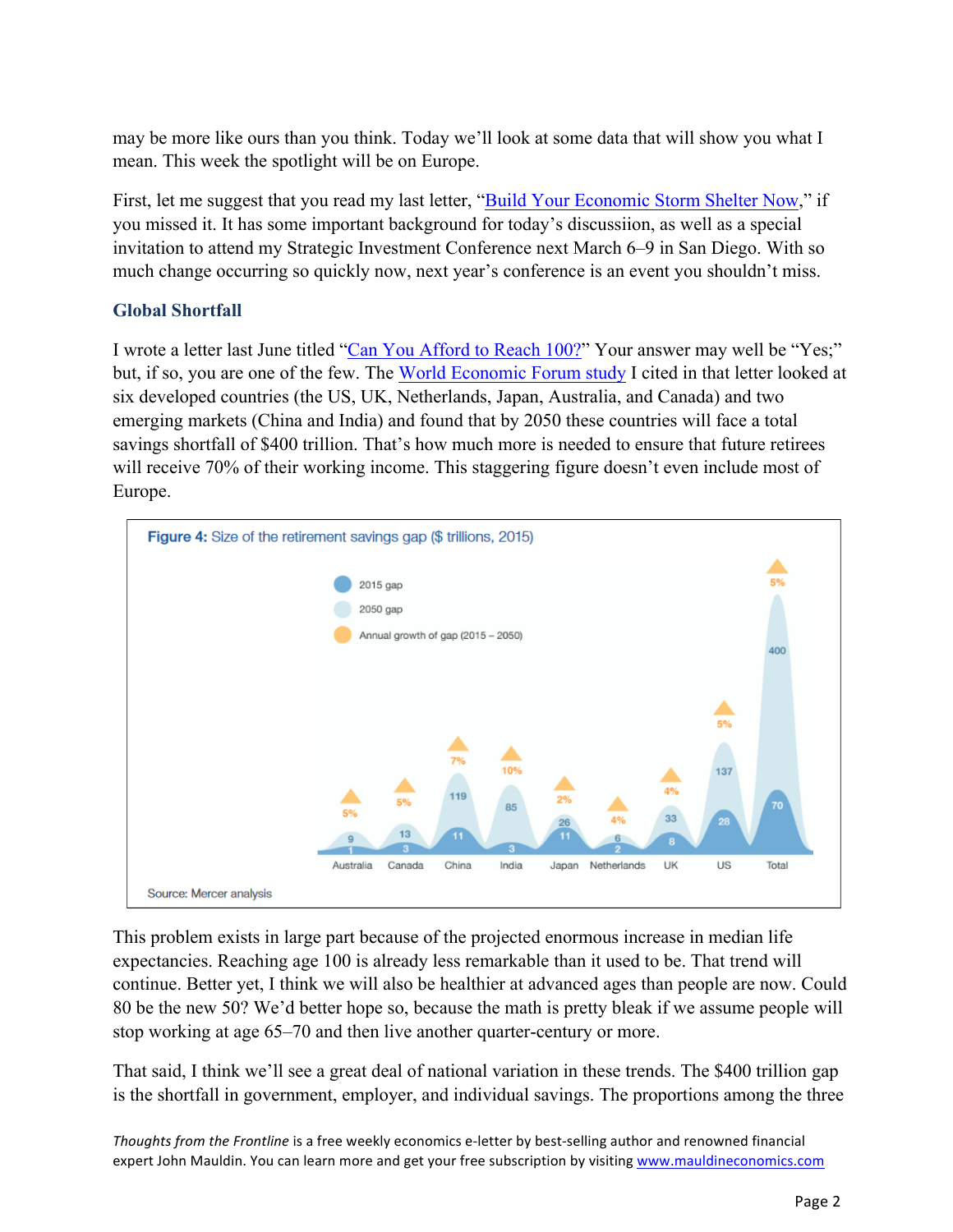may be more like ours than you think. Today we'll look at some data that will show you what I mean. This week the spotlight will be on Europe.

First, let me suggest that you read my last letter, "Build Your Economic Storm Shelter Now," if you missed it. It has some important background for today's discussiion, as well as a special invitation to attend my Strategic Investment Conference next March 6–9 in San Diego. With so much change occurring so quickly now, next year's conference is an event you shouldn't miss.

### Global Shortfall

I wrote a letter last June titled "Can You Afford to Reach 100?" Your answer may well be "Yes;" but, if so, you are one of the few. The World Economic Forum study I cited in that letter looked at six developed countries (the US, UK, Netherlands, Japan, Australia, and Canada) and two emerging markets (China and India) and found that by 2050 these countries will face a total savings shortfall of $400 trillion. That's how much more is needed to ensure that future retirees will receive 70% of their working income. This staggering figure doesn't even include most of Europe.

**Figure 4:** Size of the retirement savings gap ($ trillions, 2015)

| | Australia | Canada | China | India | Japan | Netherlands | UK | US | Total |
|---|---|---|---|---|---|---|---|---|---|
| 2015 gap | 1 | 3 | 11 | 3 | 11 | 2 | 8 | 28 | 70 |
| 2050 gap | 9 | 13 | 119 | 85 | 26 | 6 | 33 | 137 | 400 |
| Annual growth of gap (2015 – 2050) | 5% | 5% | 7% | 10% | 2% | 4% | 4% | 5% | 5% |

Source: Mercer analysis

This problem exists in large part because of the projected enormous increase in median life expectancies. Reaching age 100 is already less remarkable than it used to be. That trend will continue. Better yet, I think we will also be healthier at advanced ages than people are now. Could 80 be the new 50? We'd better hope so, because the math is pretty bleak if we assume people will stop working at age 65–70 and then live another quarter-century or more.

That said, I think we'll see a great deal of national variation in these trends. The $400 trillion gap is the shortfall in government, employer, and individual savings. The proportions among the three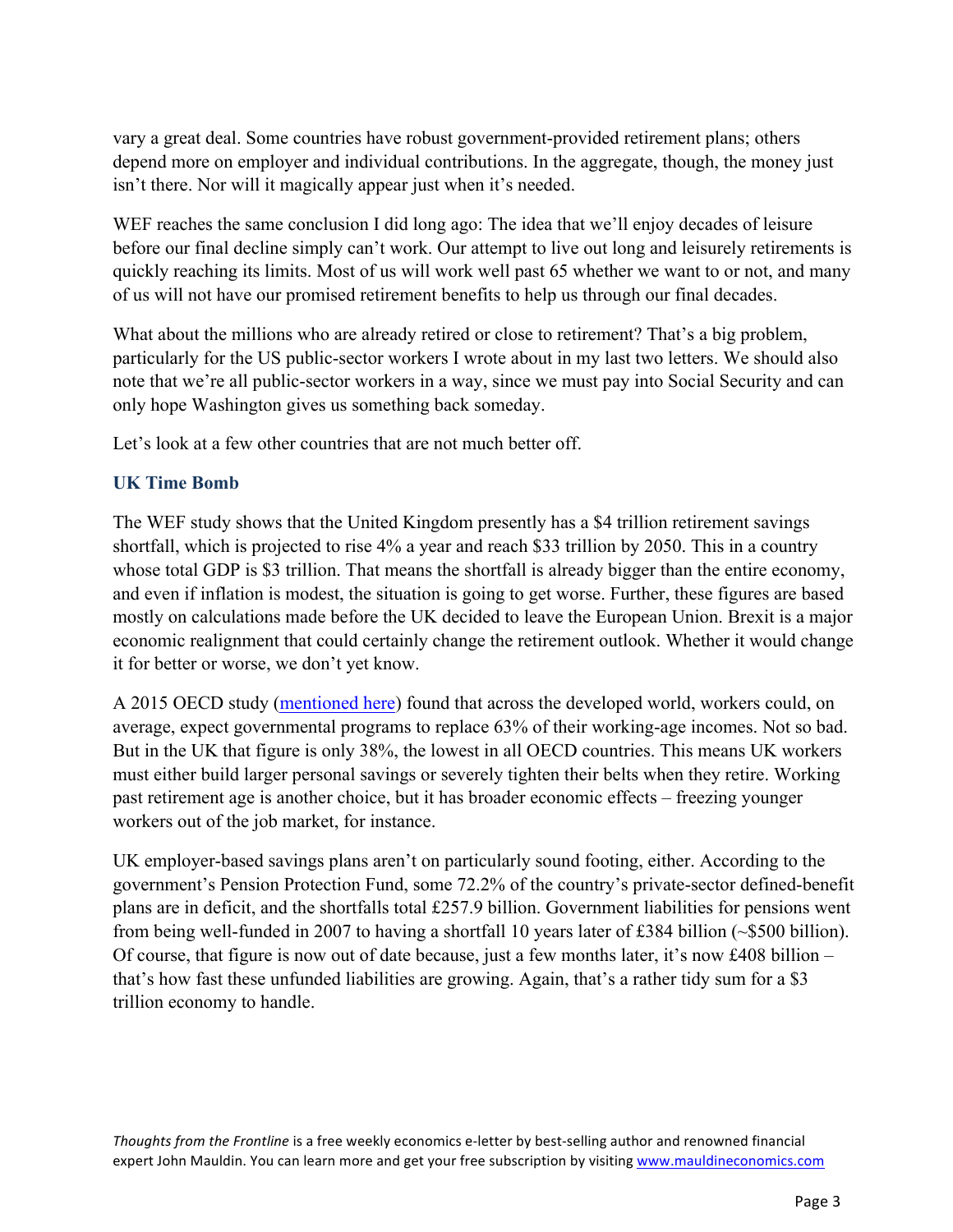vary a great deal. Some countries have robust government-provided retirement plans; others depend more on employer and individual contributions. In the aggregate, though, the money just isn't there. Nor will it magically appear just when it's needed.

WEF reaches the same conclusion I did long ago: The idea that we'll enjoy decades of leisure before our final decline simply can't work. Our attempt to live out long and leisurely retirements is quickly reaching its limits. Most of us will work well past 65 whether we want to or not, and many of us will not have our promised retirement benefits to help us through our final decades.

What about the millions who are already retired or close to retirement? That's a big problem, particularly for the US public-sector workers I wrote about in my last two letters. We should also note that we're all public-sector workers in a way, since we must pay into Social Security and can only hope Washington gives us something back someday.

Let's look at a few other countries that are not much better off.

### UK Time Bomb

The WEF study shows that the United Kingdom presently has a $4 trillion retirement savings shortfall, which is projected to rise 4% a year and reach $33 trillion by 2050. This in a country whose total GDP is $3 trillion. That means the shortfall is already bigger than the entire economy, and even if inflation is modest, the situation is going to get worse. Further, these figures are based mostly on calculations made before the UK decided to leave the European Union. Brexit is a major economic realignment that could certainly change the retirement outlook. Whether it would change it for better or worse, we don't yet know.

A 2015 OECD study (mentioned here) found that across the developed world, workers could, on average, expect governmental programs to replace 63% of their working-age incomes. Not so bad. But in the UK that figure is only 38%, the lowest in all OECD countries. This means UK workers must either build larger personal savings or severely tighten their belts when they retire. Working past retirement age is another choice, but it has broader economic effects – freezing younger workers out of the job market, for instance.

UK employer-based savings plans aren't on particularly sound footing, either. According to the government's Pension Protection Fund, some 72.2% of the country's private-sector defined-benefit plans are in deficit, and the shortfalls total £257.9 billion. Government liabilities for pensions went from being well-funded in 2007 to having a shortfall 10 years later of £384 billion (~$500 billion). Of course, that figure is now out of date because, just a few months later, it's now £408 billion – that's how fast these unfunded liabilities are growing. Again, that's a rather tidy sum for a $3 trillion economy to handle.

*Thoughts from the Frontline* is a free weekly economics e-letter by best-selling author and renowned financial expert John Mauldin. You can learn more and get your free subscription by visiting www.mauldineconomics.com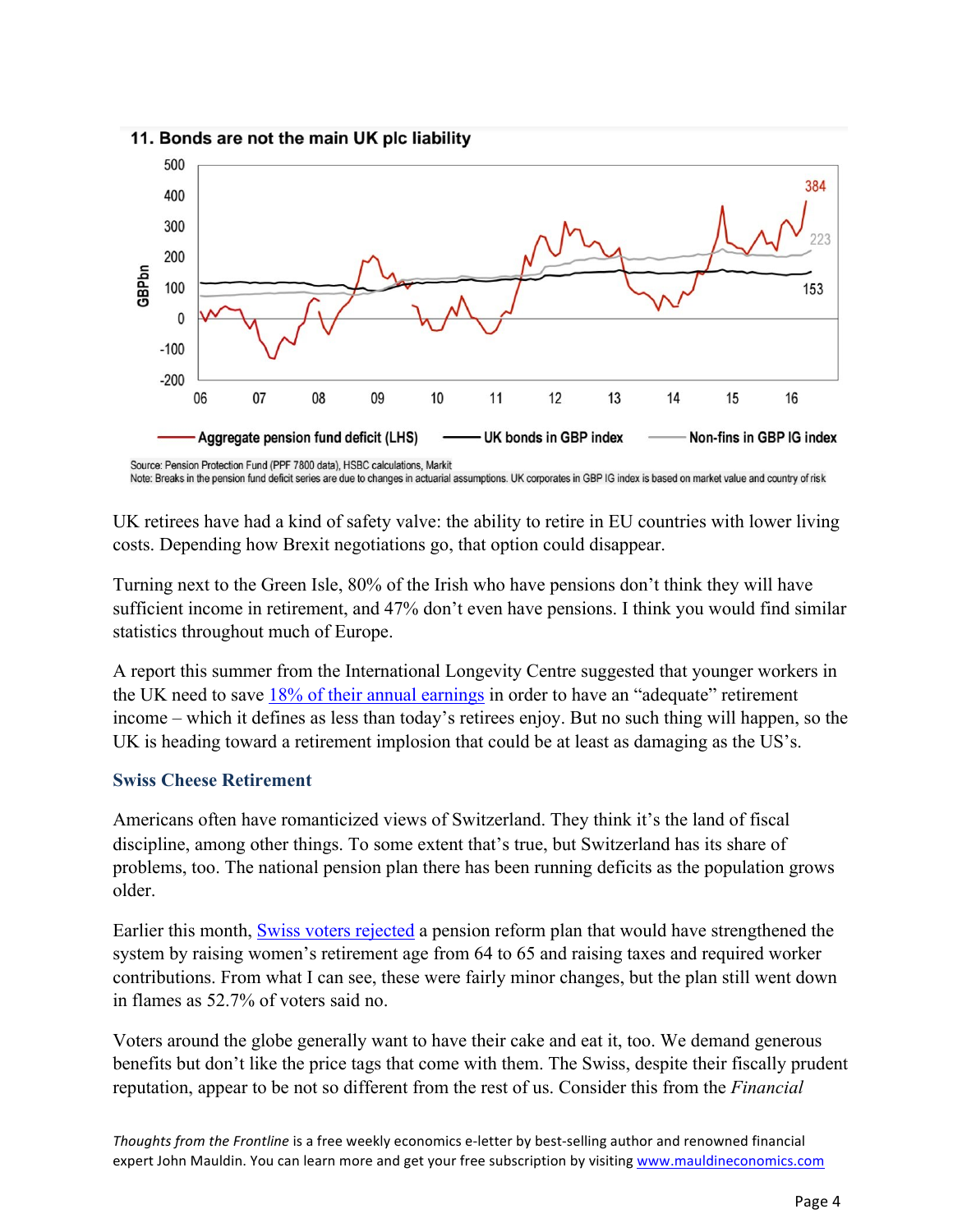**11. Bonds are not the main UK plc liability**

Source: Pension Protection Fund (PPF 7800 data), HSBC calculations, Markit
Note: Breaks in the pension fund deficit series are due to changes in actuarial assumptions. UK corporates in GBP IG index is based on market value and country of risk

UK retirees have had a kind of safety valve: the ability to retire in EU countries with lower living costs. Depending how Brexit negotiations go, that option could disappear.

Turning next to the Green Isle, 80% of the Irish who have pensions don't think they will have sufficient income in retirement, and 47% don't even have pensions. I think you would find similar statistics throughout much of Europe.

A report this summer from the International Longevity Centre suggested that younger workers in the UK need to save 18% of their annual earnings in order to have an "adequate" retirement income – which it defines as less than today's retirees enjoy. But no such thing will happen, so the UK is heading toward a retirement implosion that could be at least as damaging as the US's.

### Swiss Cheese Retirement

Americans often have romanticized views of Switzerland. They think it's the land of fiscal discipline, among other things. To some extent that's true, but Switzerland has its share of problems, too. The national pension plan there has been running deficits as the population grows older.

Earlier this month, Swiss voters rejected a pension reform plan that would have strengthened the system by raising women's retirement age from 64 to 65 and raising taxes and required worker contributions. From what I can see, these were fairly minor changes, but the plan still went down in flames as 52.7% of voters said no.

Voters around the globe generally want to have their cake and eat it, too. We demand generous benefits but don't like the price tags that come with them. The Swiss, despite their fiscally prudent reputation, appear to be not so different from the rest of us. Consider this from the *Financial*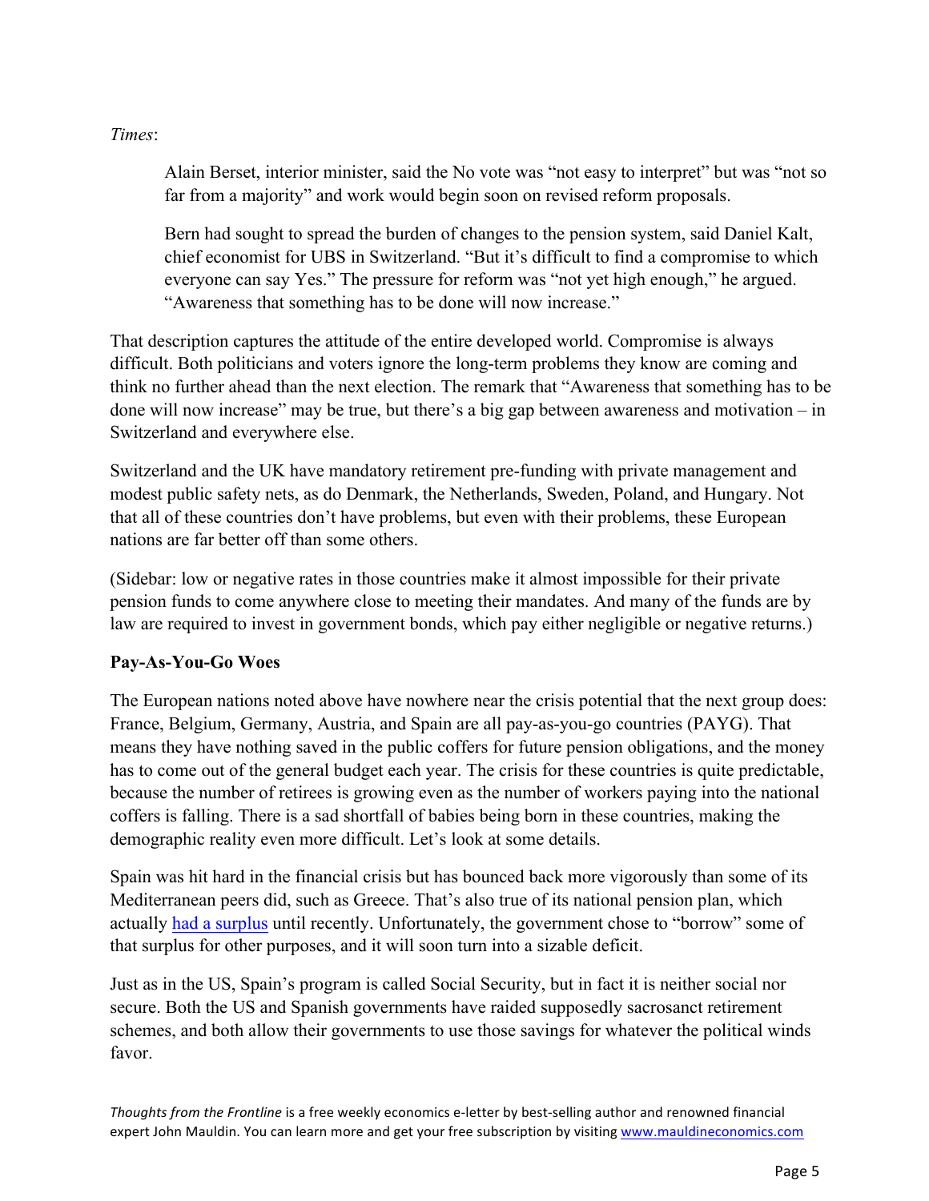*Times*:

> Alain Berset, interior minister, said the No vote was "not easy to interpret" but was "not so far from a majority" and work would begin soon on revised reform proposals.
>
> Bern had sought to spread the burden of changes to the pension system, said Daniel Kalt, chief economist for UBS in Switzerland. "But it's difficult to find a compromise to which everyone can say Yes." The pressure for reform was "not yet high enough," he argued. "Awareness that something has to be done will now increase."

That description captures the attitude of the entire developed world. Compromise is always difficult. Both politicians and voters ignore the long-term problems they know are coming and think no further ahead than the next election. The remark that "Awareness that something has to be done will now increase" may be true, but there's a big gap between awareness and motivation – in Switzerland and everywhere else.

Switzerland and the UK have mandatory retirement pre-funding with private management and modest public safety nets, as do Denmark, the Netherlands, Sweden, Poland, and Hungary. Not that all of these countries don't have problems, but even with their problems, these European nations are far better off than some others.

(Sidebar: low or negative rates in those countries make it almost impossible for their private pension funds to come anywhere close to meeting their mandates. And many of the funds are by law are required to invest in government bonds, which pay either negligible or negative returns.)

**Pay-As-You-Go Woes**

The European nations noted above have nowhere near the crisis potential that the next group does: France, Belgium, Germany, Austria, and Spain are all pay-as-you-go countries (PAYG). That means they have nothing saved in the public coffers for future pension obligations, and the money has to come out of the general budget each year. The crisis for these countries is quite predictable, because the number of retirees is growing even as the number of workers paying into the national coffers is falling. There is a sad shortfall of babies being born in these countries, making the demographic reality even more difficult. Let's look at some details.

Spain was hit hard in the financial crisis but has bounced back more vigorously than some of its Mediterranean peers did, such as Greece. That's also true of its national pension plan, which actually had a surplus until recently. Unfortunately, the government chose to "borrow" some of that surplus for other purposes, and it will soon turn into a sizable deficit.

Just as in the US, Spain's program is called Social Security, but in fact it is neither social nor secure. Both the US and Spanish governments have raided supposedly sacrosanct retirement schemes, and both allow their governments to use those savings for whatever the political winds favor.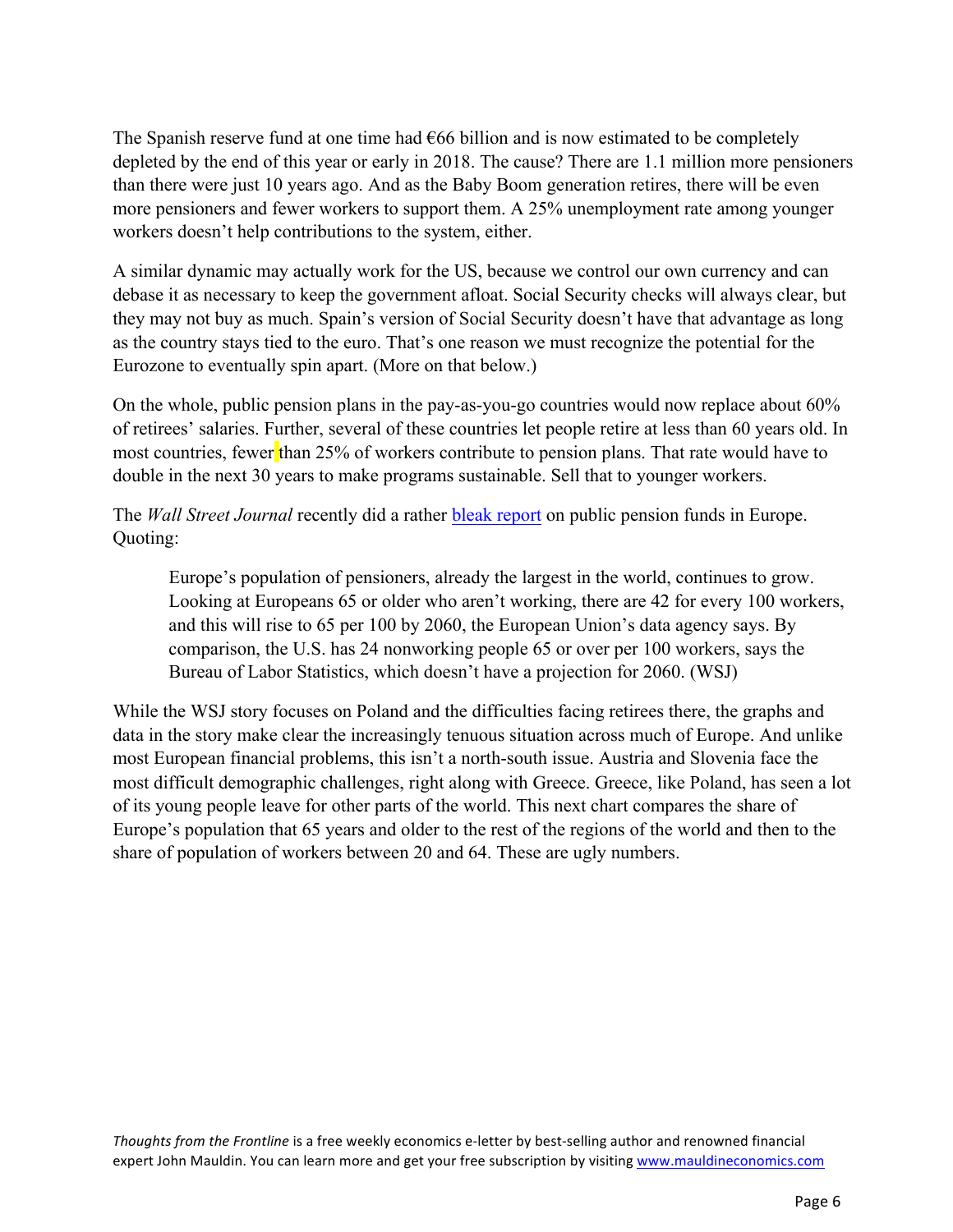The Spanish reserve fund at one time had €66 billion and is now estimated to be completely depleted by the end of this year or early in 2018. The cause? There are 1.1 million more pensioners than there were just 10 years ago. And as the Baby Boom generation retires, there will be even more pensioners and fewer workers to support them. A 25% unemployment rate among younger workers doesn't help contributions to the system, either.

A similar dynamic may actually work for the US, because we control our own currency and can debase it as necessary to keep the government afloat. Social Security checks will always clear, but they may not buy as much. Spain's version of Social Security doesn't have that advantage as long as the country stays tied to the euro. That's one reason we must recognize the potential for the Eurozone to eventually spin apart. (More on that below.)

On the whole, public pension plans in the pay-as-you-go countries would now replace about 60% of retirees' salaries. Further, several of these countries let people retire at less than 60 years old. In most countries, fewer than 25% of workers contribute to pension plans. That rate would have to double in the next 30 years to make programs sustainable. Sell that to younger workers.

The *Wall Street Journal* recently did a rather [bleak report](#) on public pension funds in Europe. Quoting:

> Europe's population of pensioners, already the largest in the world, continues to grow. Looking at Europeans 65 or older who aren't working, there are 42 for every 100 workers, and this will rise to 65 per 100 by 2060, the European Union's data agency says. By comparison, the U.S. has 24 nonworking people 65 or over per 100 workers, says the Bureau of Labor Statistics, which doesn't have a projection for 2060. (WSJ)

While the WSJ story focuses on Poland and the difficulties facing retirees there, the graphs and data in the story make clear the increasingly tenuous situation across much of Europe. And unlike most European financial problems, this isn't a north-south issue. Austria and Slovenia face the most difficult demographic challenges, right along with Greece. Greece, like Poland, has seen a lot of its young people leave for other parts of the world. This next chart compares the share of Europe's population that 65 years and older to the rest of the regions of the world and then to the share of population of workers between 20 and 64. These are ugly numbers.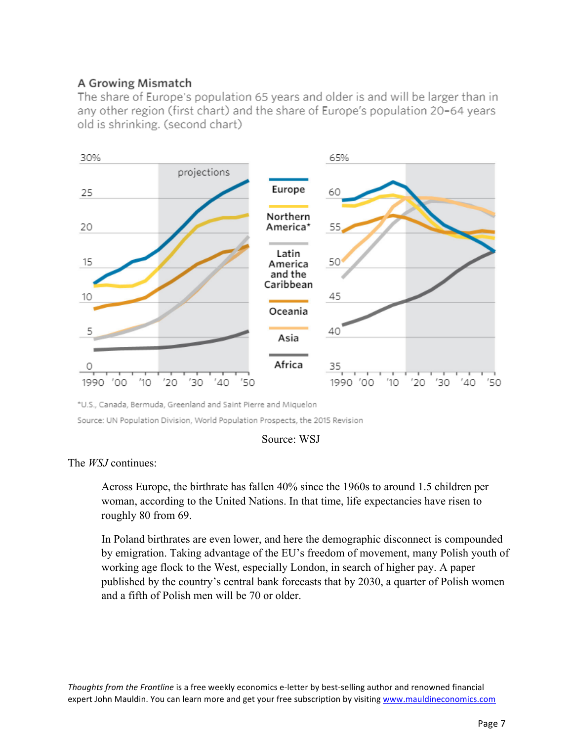### A Growing Mismatch

The share of Europe's population 65 years and older is and will be larger than in any other region (first chart) and the share of Europe's population 20–64 years old is shrinking. (second chart)

*U.S., Canada, Bermuda, Greenland and Saint Pierre and Miquelon

Source: UN Population Division, World Population Prospects, the 2015 Revision

Source: WSJ

The *WSJ* continues:

> Across Europe, the birthrate has fallen 40% since the 1960s to around 1.5 children per woman, according to the United Nations. In that time, life expectancies have risen to roughly 80 from 69.
>
> In Poland birthrates are even lower, and here the demographic disconnect is compounded by emigration. Taking advantage of the EU's freedom of movement, many Polish youth of working age flock to the West, especially London, in search of higher pay. A paper published by the country's central bank forecasts that by 2030, a quarter of Polish women and a fifth of Polish men will be 70 or older.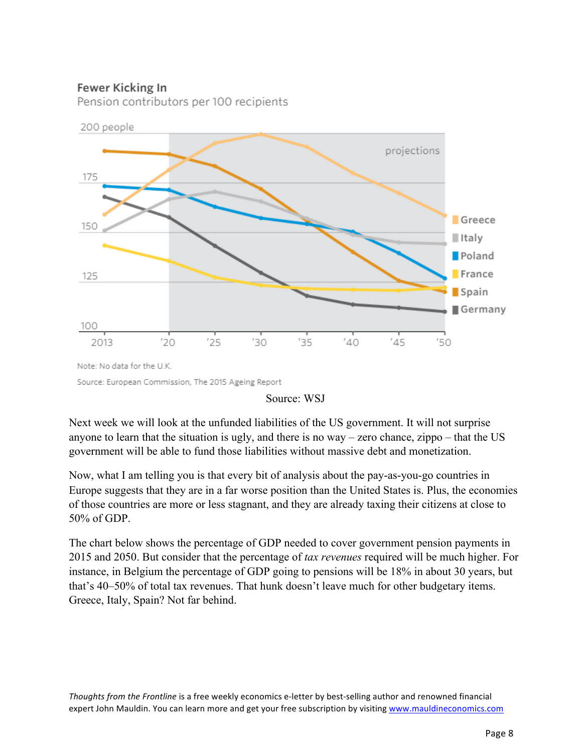**Fewer Kicking In**

Pension contributors per 100 recipients

Note: No data for the U.K.

Source: European Commission, The 2015 Ageing Report

Source: WSJ

Next week we will look at the unfunded liabilities of the US government. It will not surprise anyone to learn that the situation is ugly, and there is no way – zero chance, zippo – that the US government will be able to fund those liabilities without massive debt and monetization.

Now, what I am telling you is that every bit of analysis about the pay-as-you-go countries in Europe suggests that they are in a far worse position than the United States is. Plus, the economies of those countries are more or less stagnant, and they are already taxing their citizens at close to 50% of GDP.

The chart below shows the percentage of GDP needed to cover government pension payments in 2015 and 2050. But consider that the percentage of *tax revenues* required will be much higher. For instance, in Belgium the percentage of GDP going to pensions will be 18% in about 30 years, but that's 40–50% of total tax revenues. That hunk doesn't leave much for other budgetary items. Greece, Italy, Spain? Not far behind.

*Thoughts from the Frontline* is a free weekly economics e-letter by best-selling author and renowned financial expert John Mauldin. You can learn more and get your free subscription by visiting www.mauldineconomics.com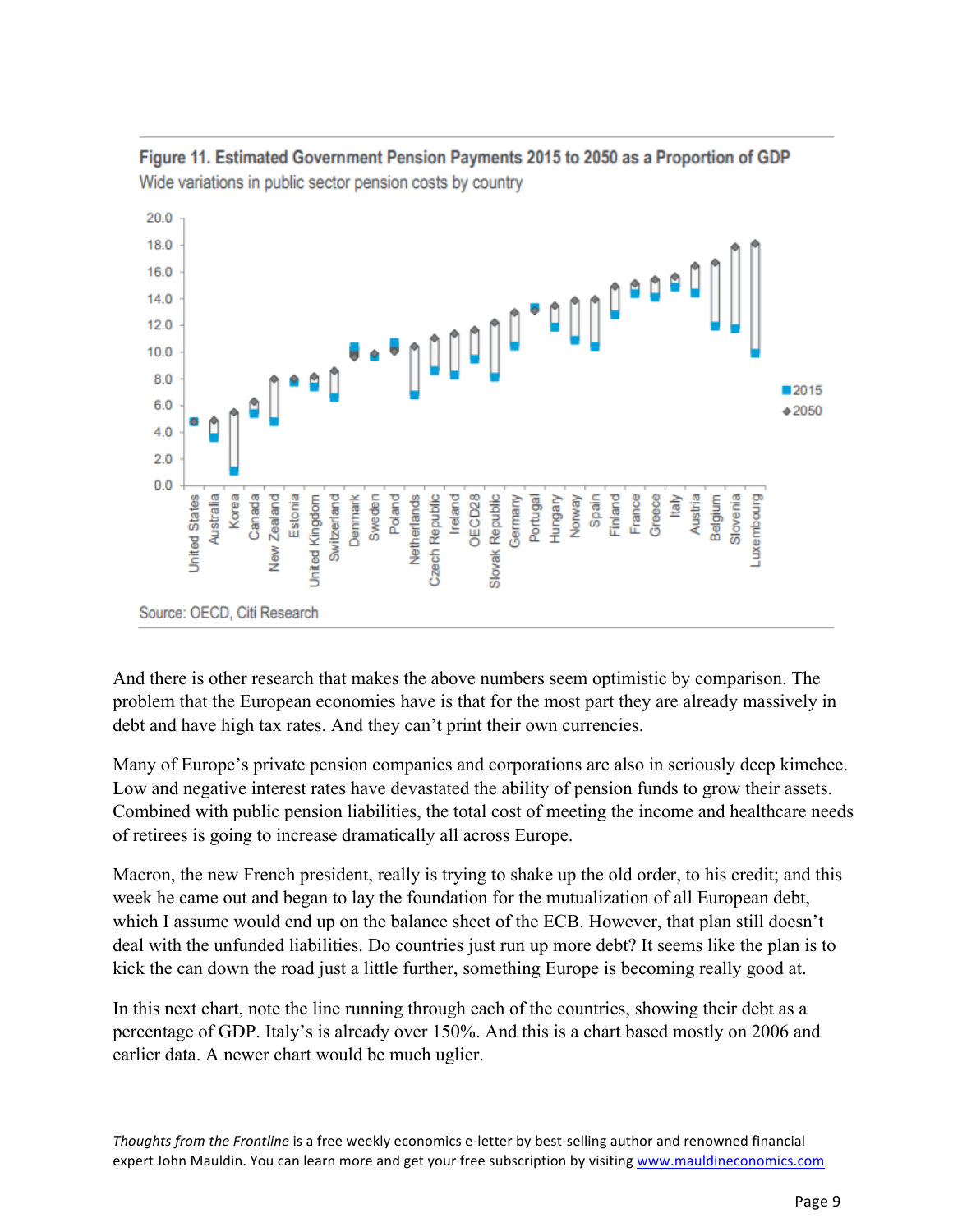**Figure 11. Estimated Government Pension Payments 2015 to 2050 as a Proportion of GDP**

Wide variations in public sector pension costs by country

Source: OECD, Citi Research

And there is other research that makes the above numbers seem optimistic by comparison. The problem that the European economies have is that for the most part they are already massively in debt and have high tax rates. And they can't print their own currencies.

Many of Europe's private pension companies and corporations are also in seriously deep kimchee. Low and negative interest rates have devastated the ability of pension funds to grow their assets. Combined with public pension liabilities, the total cost of meeting the income and healthcare needs of retirees is going to increase dramatically all across Europe.

Macron, the new French president, really is trying to shake up the old order, to his credit; and this week he came out and began to lay the foundation for the mutualization of all European debt, which I assume would end up on the balance sheet of the ECB. However, that plan still doesn't deal with the unfunded liabilities. Do countries just run up more debt? It seems like the plan is to kick the can down the road just a little further, something Europe is becoming really good at.

In this next chart, note the line running through each of the countries, showing their debt as a percentage of GDP. Italy's is already over 150%. And this is a chart based mostly on 2006 and earlier data. A newer chart would be much uglier.

*Thoughts from the Frontline* is a free weekly economics e-letter by best-selling author and renowned financial expert John Mauldin. You can learn more and get your free subscription by visiting www.mauldineconomics.com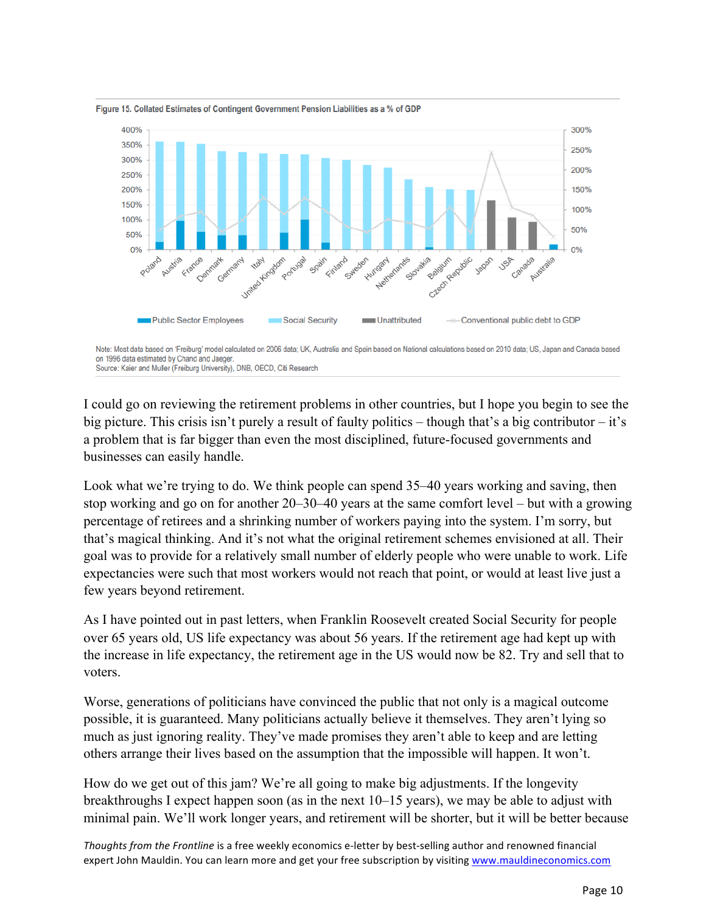**Figure 15. Collated Estimates of Contingent Government Pension Liabilities as a % of GDP**

Note: Most data based on 'Freiburg' model calculated on 2006 data; UK, Australia and Spain based on National calculations based on 2010 data; US, Japan and Canada based on 1996 data estimated by Chand and Jaeger.
Source: Kaier and Muller (Freiburg University), DNB, OECD, Citi Research

I could go on reviewing the retirement problems in other countries, but I hope you begin to see the big picture. This crisis isn't purely a result of faulty politics – though that's a big contributor – it's a problem that is far bigger than even the most disciplined, future-focused governments and businesses can easily handle.

Look what we're trying to do. We think people can spend 35–40 years working and saving, then stop working and go on for another 20–30–40 years at the same comfort level – but with a growing percentage of retirees and a shrinking number of workers paying into the system. I'm sorry, but that's magical thinking. And it's not what the original retirement schemes envisioned at all. Their goal was to provide for a relatively small number of elderly people who were unable to work. Life expectancies were such that most workers would not reach that point, or would at least live just a few years beyond retirement.

As I have pointed out in past letters, when Franklin Roosevelt created Social Security for people over 65 years old, US life expectancy was about 56 years. If the retirement age had kept up with the increase in life expectancy, the retirement age in the US would now be 82. Try and sell that to voters.

Worse, generations of politicians have convinced the public that not only is a magical outcome possible, it is guaranteed. Many politicians actually believe it themselves. They aren't lying so much as just ignoring reality. They've made promises they aren't able to keep and are letting others arrange their lives based on the assumption that the impossible will happen. It won't.

How do we get out of this jam? We're all going to make big adjustments. If the longevity breakthroughs I expect happen soon (as in the next 10–15 years), we may be able to adjust with minimal pain. We'll work longer years, and retirement will be shorter, but it will be better because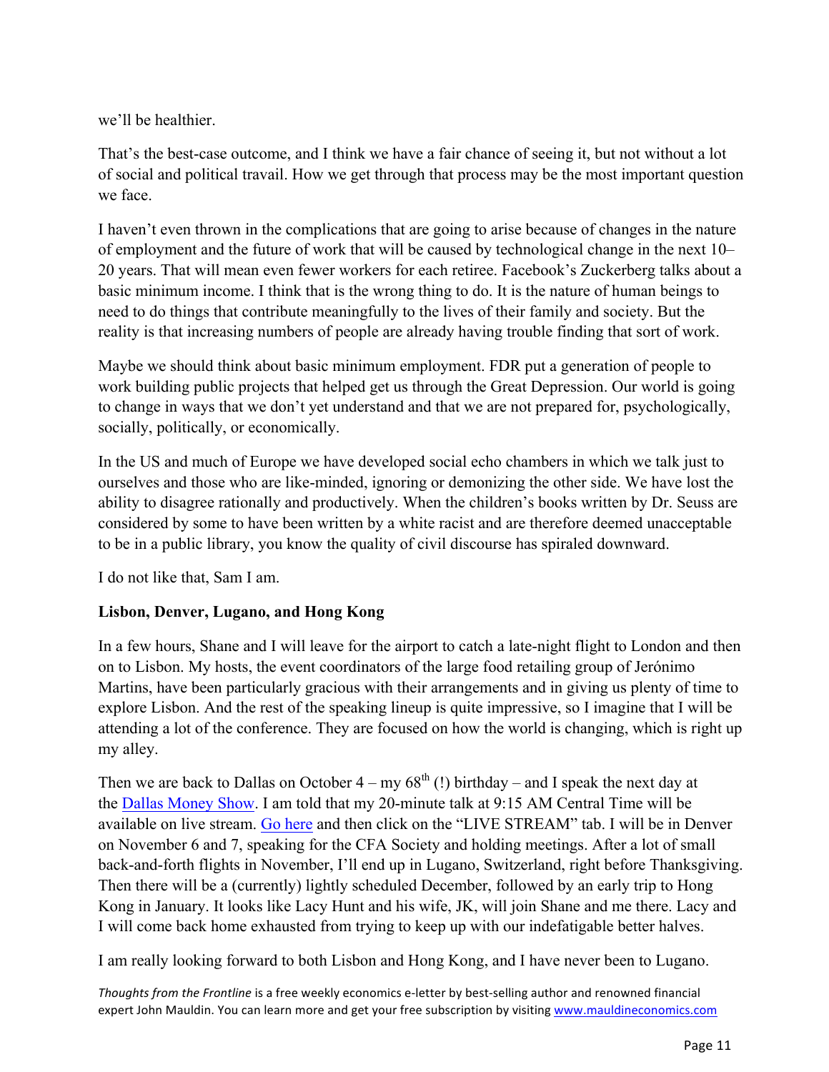we'll be healthier.

That's the best-case outcome, and I think we have a fair chance of seeing it, but not without a lot of social and political travail. How we get through that process may be the most important question we face.

I haven't even thrown in the complications that are going to arise because of changes in the nature of employment and the future of work that will be caused by technological change in the next 10–20 years. That will mean even fewer workers for each retiree. Facebook's Zuckerberg talks about a basic minimum income. I think that is the wrong thing to do. It is the nature of human beings to need to do things that contribute meaningfully to the lives of their family and society. But the reality is that increasing numbers of people are already having trouble finding that sort of work.

Maybe we should think about basic minimum employment. FDR put a generation of people to work building public projects that helped get us through the Great Depression. Our world is going to change in ways that we don't yet understand and that we are not prepared for, psychologically, socially, politically, or economically.

In the US and much of Europe we have developed social echo chambers in which we talk just to ourselves and those who are like-minded, ignoring or demonizing the other side. We have lost the ability to disagree rationally and productively. When the children's books written by Dr. Seuss are considered by some to have been written by a white racist and are therefore deemed unacceptable to be in a public library, you know the quality of civil discourse has spiraled downward.

I do not like that, Sam I am.

**Lisbon, Denver, Lugano, and Hong Kong**

In a few hours, Shane and I will leave for the airport to catch a late-night flight to London and then on to Lisbon. My hosts, the event coordinators of the large food retailing group of Jerónimo Martins, have been particularly gracious with their arrangements and in giving us plenty of time to explore Lisbon. And the rest of the speaking lineup is quite impressive, so I imagine that I will be attending a lot of the conference. They are focused on how the world is changing, which is right up my alley.

Then we are back to Dallas on October 4 – my 68th (!) birthday – and I speak the next day at the Dallas Money Show. I am told that my 20-minute talk at 9:15 AM Central Time will be available on live stream. Go here and then click on the "LIVE STREAM" tab. I will be in Denver on November 6 and 7, speaking for the CFA Society and holding meetings. After a lot of small back-and-forth flights in November, I'll end up in Lugano, Switzerland, right before Thanksgiving. Then there will be a (currently) lightly scheduled December, followed by an early trip to Hong Kong in January. It looks like Lacy Hunt and his wife, JK, will join Shane and me there. Lacy and I will come back home exhausted from trying to keep up with our indefatigable better halves.

I am really looking forward to both Lisbon and Hong Kong, and I have never been to Lugano.

*Thoughts from the Frontline* is a free weekly economics e-letter by best-selling author and renowned financial expert John Mauldin. You can learn more and get your free subscription by visiting www.mauldineconomics.com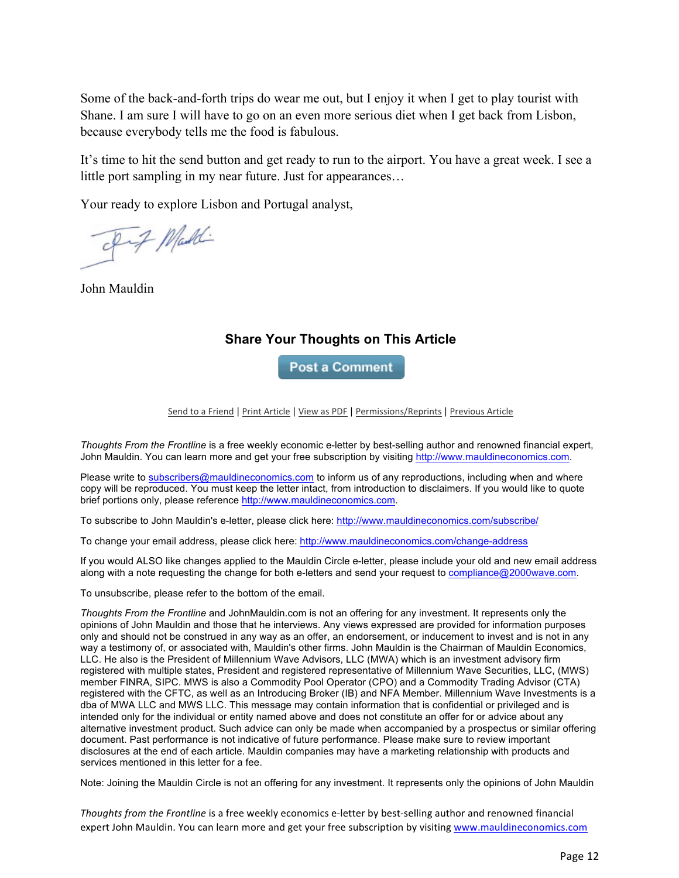Some of the back-and-forth trips do wear me out, but I enjoy it when I get to play tourist with Shane. I am sure I will have to go on an even more serious diet when I get back from Lisbon, because everybody tells me the food is fabulous.

It's time to hit the send button and get ready to run to the airport. You have a great week. I see a little port sampling in my near future. Just for appearances…

Your ready to explore Lisbon and Portugal analyst,

John Mauldin

### Share Your Thoughts on This Article

Post a Comment

Send to a Friend | Print Article | View as PDF | Permissions/Reprints | Previous Article

*Thoughts From the Frontline* is a free weekly economic e-letter by best-selling author and renowned financial expert, John Mauldin. You can learn more and get your free subscription by visiting http://www.mauldineconomics.com.

Please write to subscribers@mauldineconomics.com to inform us of any reproductions, including when and where copy will be reproduced. You must keep the letter intact, from introduction to disclaimers. If you would like to quote brief portions only, please reference http://www.mauldineconomics.com.

To subscribe to John Mauldin's e-letter, please click here: http://www.mauldineconomics.com/subscribe/

To change your email address, please click here: http://www.mauldineconomics.com/change-address

If you would ALSO like changes applied to the Mauldin Circle e-letter, please include your old and new email address along with a note requesting the change for both e-letters and send your request to compliance@2000wave.com.

To unsubscribe, please refer to the bottom of the email.

*Thoughts From the Frontline* and JohnMauldin.com is not an offering for any investment. It represents only the opinions of John Mauldin and those that he interviews. Any views expressed are provided for information purposes only and should not be construed in any way as an offer, an endorsement, or inducement to invest and is not in any way a testimony of, or associated with, Mauldin's other firms. John Mauldin is the Chairman of Mauldin Economics, LLC. He also is the President of Millennium Wave Advisors, LLC (MWA) which is an investment advisory firm registered with multiple states, President and registered representative of Millennium Wave Securities, LLC, (MWS) member FINRA, SIPC. MWS is also a Commodity Pool Operator (CPO) and a Commodity Trading Advisor (CTA) registered with the CFTC, as well as an Introducing Broker (IB) and NFA Member. Millennium Wave Investments is a dba of MWA LLC and MWS LLC. This message may contain information that is confidential or privileged and is intended only for the individual or entity named above and does not constitute an offer for or advice about any alternative investment product. Such advice can only be made when accompanied by a prospectus or similar offering document. Past performance is not indicative of future performance. Please make sure to review important disclosures at the end of each article. Mauldin companies may have a marketing relationship with products and services mentioned in this letter for a fee.

Note: Joining the Mauldin Circle is not an offering for any investment. It represents only the opinions of John Mauldin

*Thoughts from the Frontline* is a free weekly economics e-letter by best-selling author and renowned financial expert John Mauldin. You can learn more and get your free subscription by visiting www.mauldineconomics.com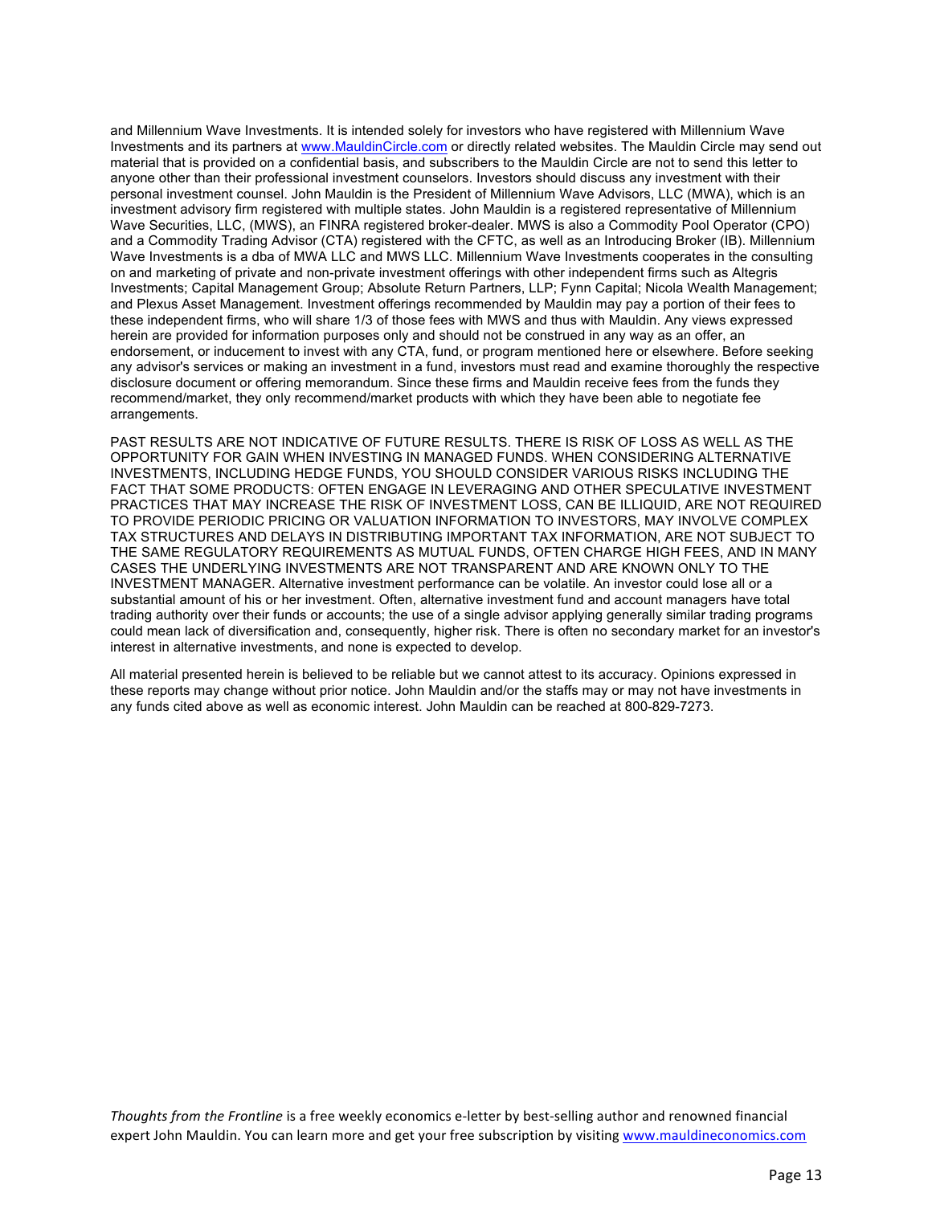and Millennium Wave Investments. It is intended solely for investors who have registered with Millennium Wave Investments and its partners at www.MauldinCircle.com or directly related websites. The Mauldin Circle may send out material that is provided on a confidential basis, and subscribers to the Mauldin Circle are not to send this letter to anyone other than their professional investment counselors. Investors should discuss any investment with their personal investment counsel. John Mauldin is the President of Millennium Wave Advisors, LLC (MWA), which is an investment advisory firm registered with multiple states. John Mauldin is a registered representative of Millennium Wave Securities, LLC, (MWS), an FINRA registered broker-dealer. MWS is also a Commodity Pool Operator (CPO) and a Commodity Trading Advisor (CTA) registered with the CFTC, as well as an Introducing Broker (IB). Millennium Wave Investments is a dba of MWA LLC and MWS LLC. Millennium Wave Investments cooperates in the consulting on and marketing of private and non-private investment offerings with other independent firms such as Altegris Investments; Capital Management Group; Absolute Return Partners, LLP; Fynn Capital; Nicola Wealth Management; and Plexus Asset Management. Investment offerings recommended by Mauldin may pay a portion of their fees to these independent firms, who will share 1/3 of those fees with MWS and thus with Mauldin. Any views expressed herein are provided for information purposes only and should not be construed in any way as an offer, an endorsement, or inducement to invest with any CTA, fund, or program mentioned here or elsewhere. Before seeking any advisor's services or making an investment in a fund, investors must read and examine thoroughly the respective disclosure document or offering memorandum. Since these firms and Mauldin receive fees from the funds they recommend/market, they only recommend/market products with which they have been able to negotiate fee arrangements.

PAST RESULTS ARE NOT INDICATIVE OF FUTURE RESULTS. THERE IS RISK OF LOSS AS WELL AS THE OPPORTUNITY FOR GAIN WHEN INVESTING IN MANAGED FUNDS. WHEN CONSIDERING ALTERNATIVE INVESTMENTS, INCLUDING HEDGE FUNDS, YOU SHOULD CONSIDER VARIOUS RISKS INCLUDING THE FACT THAT SOME PRODUCTS: OFTEN ENGAGE IN LEVERAGING AND OTHER SPECULATIVE INVESTMENT PRACTICES THAT MAY INCREASE THE RISK OF INVESTMENT LOSS, CAN BE ILLIQUID, ARE NOT REQUIRED TO PROVIDE PERIODIC PRICING OR VALUATION INFORMATION TO INVESTORS, MAY INVOLVE COMPLEX TAX STRUCTURES AND DELAYS IN DISTRIBUTING IMPORTANT TAX INFORMATION, ARE NOT SUBJECT TO THE SAME REGULATORY REQUIREMENTS AS MUTUAL FUNDS, OFTEN CHARGE HIGH FEES, AND IN MANY CASES THE UNDERLYING INVESTMENTS ARE NOT TRANSPARENT AND ARE KNOWN ONLY TO THE INVESTMENT MANAGER. Alternative investment performance can be volatile. An investor could lose all or a substantial amount of his or her investment. Often, alternative investment fund and account managers have total trading authority over their funds or accounts; the use of a single advisor applying generally similar trading programs could mean lack of diversification and, consequently, higher risk. There is often no secondary market for an investor's interest in alternative investments, and none is expected to develop.

All material presented herein is believed to be reliable but we cannot attest to its accuracy. Opinions expressed in these reports may change without prior notice. John Mauldin and/or the staffs may or may not have investments in any funds cited above as well as economic interest. John Mauldin can be reached at 800-829-7273.